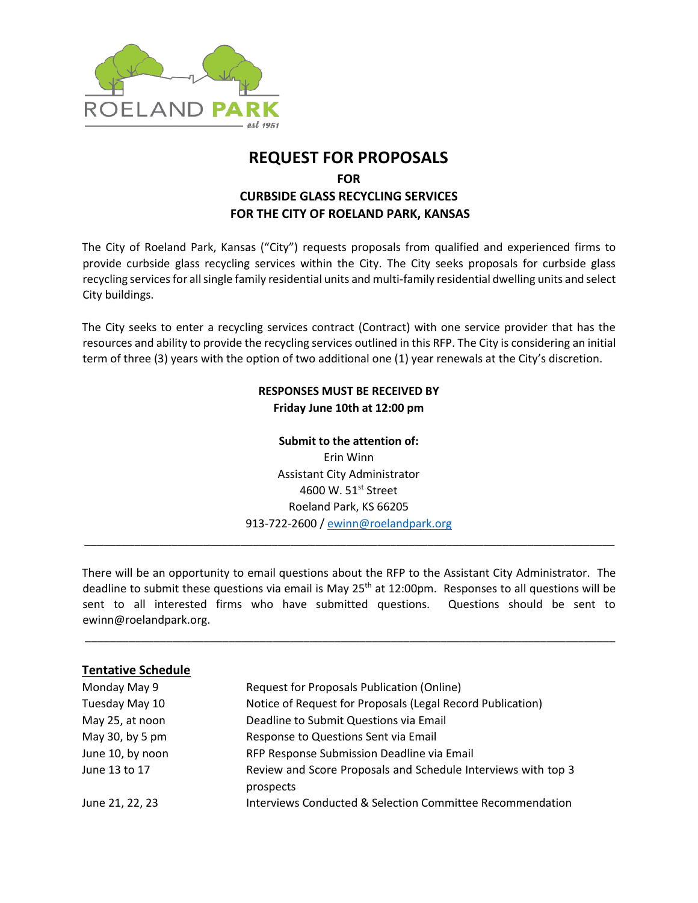ROELAND PARK
est 1951

# REQUEST FOR PROPOSALS

**FOR**

**CURBSIDE GLASS RECYCLING SERVICES**

**FOR THE CITY OF ROELAND PARK, KANSAS**

The City of Roeland Park, Kansas ("City") requests proposals from qualified and experienced firms to provide curbside glass recycling services within the City. The City seeks proposals for curbside glass recycling services for all single family residential units and multi-family residential dwelling units and select City buildings.

The City seeks to enter a recycling services contract (Contract) with one service provider that has the resources and ability to provide the recycling services outlined in this RFP. The City is considering an initial term of three (3) years with the option of two additional one (1) year renewals at the City's discretion.

**RESPONSES MUST BE RECEIVED BY**
**Friday June 10th at 12:00 pm**

**Submit to the attention of:**
Erin Winn
Assistant City Administrator
4600 W. 51st Street
Roeland Park, KS 66205
913-722-2600 / ewinn@roelandpark.org

---

There will be an opportunity to email questions about the RFP to the Assistant City Administrator. The deadline to submit these questions via email is May 25th at 12:00pm. Responses to all questions will be sent to all interested firms who have submitted questions. Questions should be sent to ewinn@roelandpark.org.

---

**Tentative Schedule**

| | |
|---|---|
| Monday May 9 | Request for Proposals Publication (Online) |
| Tuesday May 10 | Notice of Request for Proposals (Legal Record Publication) |
| May 25, at noon | Deadline to Submit Questions via Email |
| May 30, by 5 pm | Response to Questions Sent via Email |
| June 10, by noon | RFP Response Submission Deadline via Email |
| June 13 to 17 | Review and Score Proposals and Schedule Interviews with top 3 prospects |
| June 21, 22, 23 | Interviews Conducted & Selection Committee Recommendation |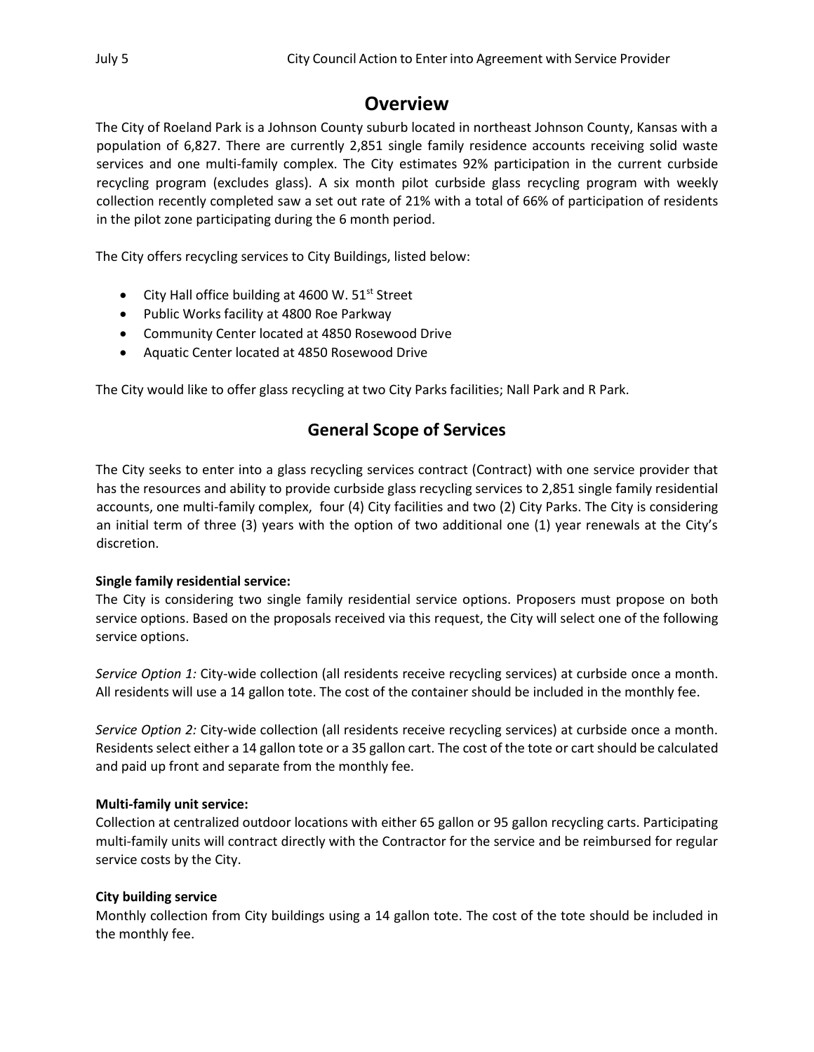# Overview

The City of Roeland Park is a Johnson County suburb located in northeast Johnson County, Kansas with a population of 6,827. There are currently 2,851 single family residence accounts receiving solid waste services and one multi-family complex. The City estimates 92% participation in the current curbside recycling program (excludes glass). A six month pilot curbside glass recycling program with weekly collection recently completed saw a set out rate of 21% with a total of 66% of participation of residents in the pilot zone participating during the 6 month period.

The City offers recycling services to City Buildings, listed below:

- City Hall office building at 4600 W. 51st Street
- Public Works facility at 4800 Roe Parkway
- Community Center located at 4850 Rosewood Drive
- Aquatic Center located at 4850 Rosewood Drive

The City would like to offer glass recycling at two City Parks facilities; Nall Park and R Park.

# General Scope of Services

The City seeks to enter into a glass recycling services contract (Contract) with one service provider that has the resources and ability to provide curbside glass recycling services to 2,851 single family residential accounts, one multi-family complex, four (4) City facilities and two (2) City Parks. The City is considering an initial term of three (3) years with the option of two additional one (1) year renewals at the City's discretion.

**Single family residential service:**
The City is considering two single family residential service options. Proposers must propose on both service options. Based on the proposals received via this request, the City will select one of the following service options.

*Service Option 1:* City-wide collection (all residents receive recycling services) at curbside once a month. All residents will use a 14 gallon tote. The cost of the container should be included in the monthly fee.

*Service Option 2:* City-wide collection (all residents receive recycling services) at curbside once a month. Residents select either a 14 gallon tote or a 35 gallon cart. The cost of the tote or cart should be calculated and paid up front and separate from the monthly fee.

**Multi-family unit service:**
Collection at centralized outdoor locations with either 65 gallon or 95 gallon recycling carts. Participating multi-family units will contract directly with the Contractor for the service and be reimbursed for regular service costs by the City.

**City building service**
Monthly collection from City buildings using a 14 gallon tote. The cost of the tote should be included in the monthly fee.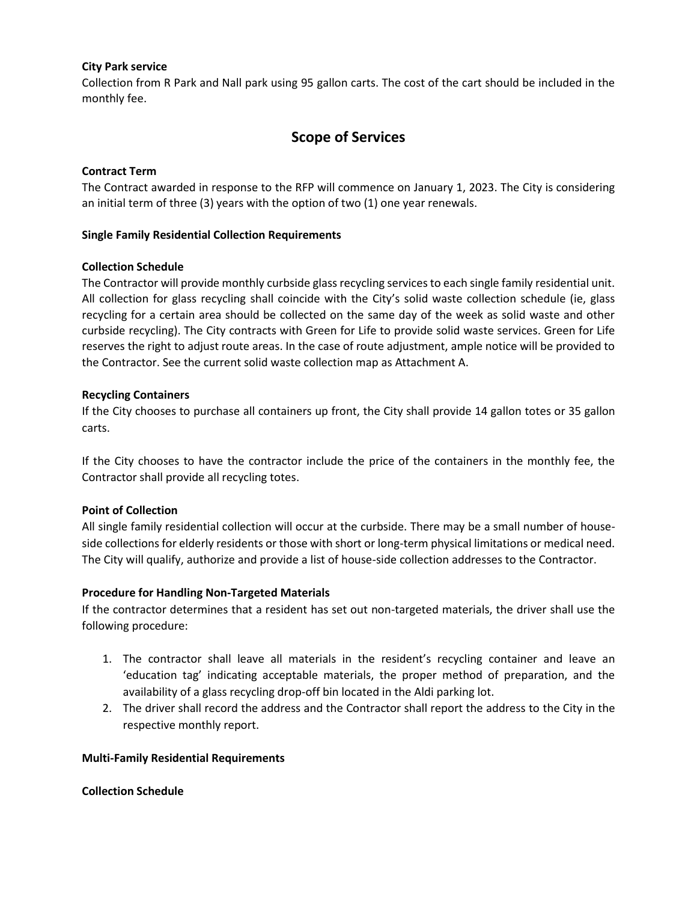**City Park service**

Collection from R Park and Nall park using 95 gallon carts. The cost of the cart should be included in the monthly fee.

## Scope of Services

**Contract Term**

The Contract awarded in response to the RFP will commence on January 1, 2023. The City is considering an initial term of three (3) years with the option of two (1) one year renewals.

**Single Family Residential Collection Requirements**

**Collection Schedule**

The Contractor will provide monthly curbside glass recycling services to each single family residential unit. All collection for glass recycling shall coincide with the City's solid waste collection schedule (ie, glass recycling for a certain area should be collected on the same day of the week as solid waste and other curbside recycling). The City contracts with Green for Life to provide solid waste services. Green for Life reserves the right to adjust route areas. In the case of route adjustment, ample notice will be provided to the Contractor. See the current solid waste collection map as Attachment A.

**Recycling Containers**

If the City chooses to purchase all containers up front, the City shall provide 14 gallon totes or 35 gallon carts.

If the City chooses to have the contractor include the price of the containers in the monthly fee, the Contractor shall provide all recycling totes.

**Point of Collection**

All single family residential collection will occur at the curbside. There may be a small number of house-side collections for elderly residents or those with short or long-term physical limitations or medical need. The City will qualify, authorize and provide a list of house-side collection addresses to the Contractor.

**Procedure for Handling Non-Targeted Materials**

If the contractor determines that a resident has set out non-targeted materials, the driver shall use the following procedure:

1. The contractor shall leave all materials in the resident's recycling container and leave an 'education tag' indicating acceptable materials, the proper method of preparation, and the availability of a glass recycling drop-off bin located in the Aldi parking lot.
2. The driver shall record the address and the Contractor shall report the address to the City in the respective monthly report.

**Multi-Family Residential Requirements**

**Collection Schedule**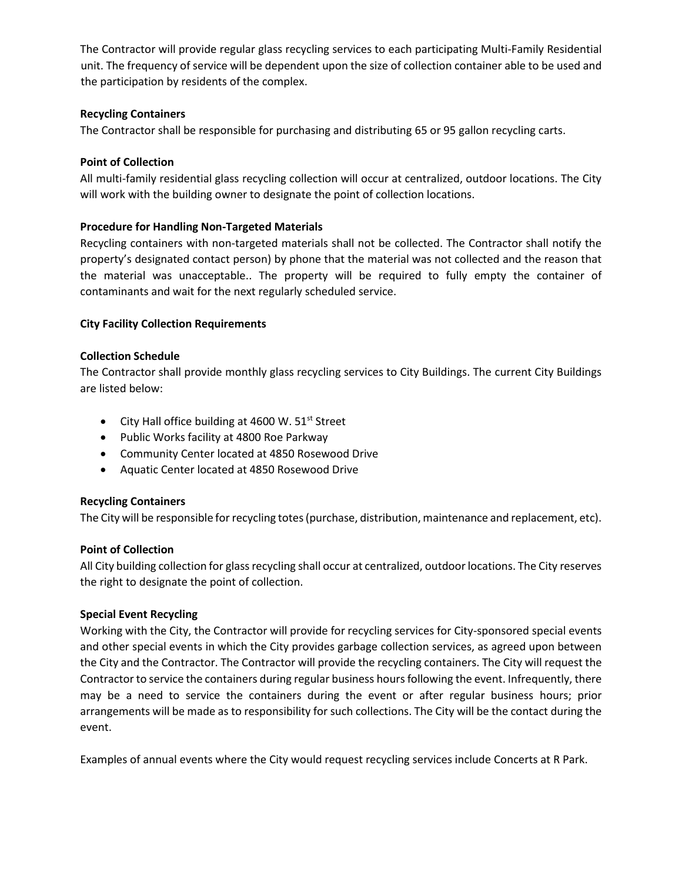The Contractor will provide regular glass recycling services to each participating Multi-Family Residential unit. The frequency of service will be dependent upon the size of collection container able to be used and the participation by residents of the complex.

**Recycling Containers**

The Contractor shall be responsible for purchasing and distributing 65 or 95 gallon recycling carts.

**Point of Collection**

All multi-family residential glass recycling collection will occur at centralized, outdoor locations. The City will work with the building owner to designate the point of collection locations.

**Procedure for Handling Non-Targeted Materials**

Recycling containers with non-targeted materials shall not be collected. The Contractor shall notify the property's designated contact person) by phone that the material was not collected and the reason that the material was unacceptable.. The property will be required to fully empty the container of contaminants and wait for the next regularly scheduled service.

**City Facility Collection Requirements**

**Collection Schedule**

The Contractor shall provide monthly glass recycling services to City Buildings. The current City Buildings are listed below:

- City Hall office building at 4600 W. 51st Street
- Public Works facility at 4800 Roe Parkway
- Community Center located at 4850 Rosewood Drive
- Aquatic Center located at 4850 Rosewood Drive

**Recycling Containers**

The City will be responsible for recycling totes (purchase, distribution, maintenance and replacement, etc).

**Point of Collection**

All City building collection for glass recycling shall occur at centralized, outdoor locations. The City reserves the right to designate the point of collection.

**Special Event Recycling**

Working with the City, the Contractor will provide for recycling services for City-sponsored special events and other special events in which the City provides garbage collection services, as agreed upon between the City and the Contractor. The Contractor will provide the recycling containers. The City will request the Contractor to service the containers during regular business hours following the event. Infrequently, there may be a need to service the containers during the event or after regular business hours; prior arrangements will be made as to responsibility for such collections. The City will be the contact during the event.

Examples of annual events where the City would request recycling services include Concerts at R Park.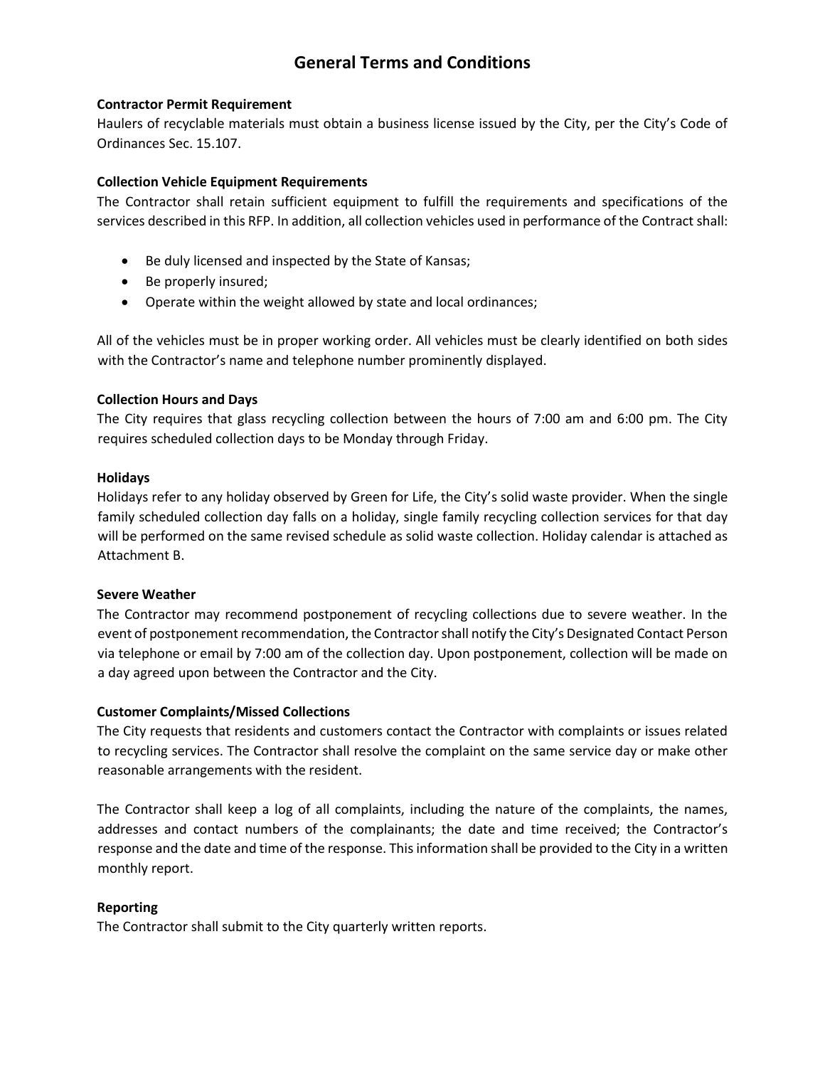# General Terms and Conditions

**Contractor Permit Requirement**

Haulers of recyclable materials must obtain a business license issued by the City, per the City's Code of Ordinances Sec. 15.107.

**Collection Vehicle Equipment Requirements**

The Contractor shall retain sufficient equipment to fulfill the requirements and specifications of the services described in this RFP. In addition, all collection vehicles used in performance of the Contract shall:

- Be duly licensed and inspected by the State of Kansas;
- Be properly insured;
- Operate within the weight allowed by state and local ordinances;

All of the vehicles must be in proper working order. All vehicles must be clearly identified on both sides with the Contractor's name and telephone number prominently displayed.

**Collection Hours and Days**

The City requires that glass recycling collection between the hours of 7:00 am and 6:00 pm. The City requires scheduled collection days to be Monday through Friday.

**Holidays**

Holidays refer to any holiday observed by Green for Life, the City's solid waste provider. When the single family scheduled collection day falls on a holiday, single family recycling collection services for that day will be performed on the same revised schedule as solid waste collection. Holiday calendar is attached as Attachment B.

**Severe Weather**

The Contractor may recommend postponement of recycling collections due to severe weather. In the event of postponement recommendation, the Contractor shall notify the City's Designated Contact Person via telephone or email by 7:00 am of the collection day. Upon postponement, collection will be made on a day agreed upon between the Contractor and the City.

**Customer Complaints/Missed Collections**

The City requests that residents and customers contact the Contractor with complaints or issues related to recycling services. The Contractor shall resolve the complaint on the same service day or make other reasonable arrangements with the resident.

The Contractor shall keep a log of all complaints, including the nature of the complaints, the names, addresses and contact numbers of the complainants; the date and time received; the Contractor's response and the date and time of the response. This information shall be provided to the City in a written monthly report.

**Reporting**

The Contractor shall submit to the City quarterly written reports.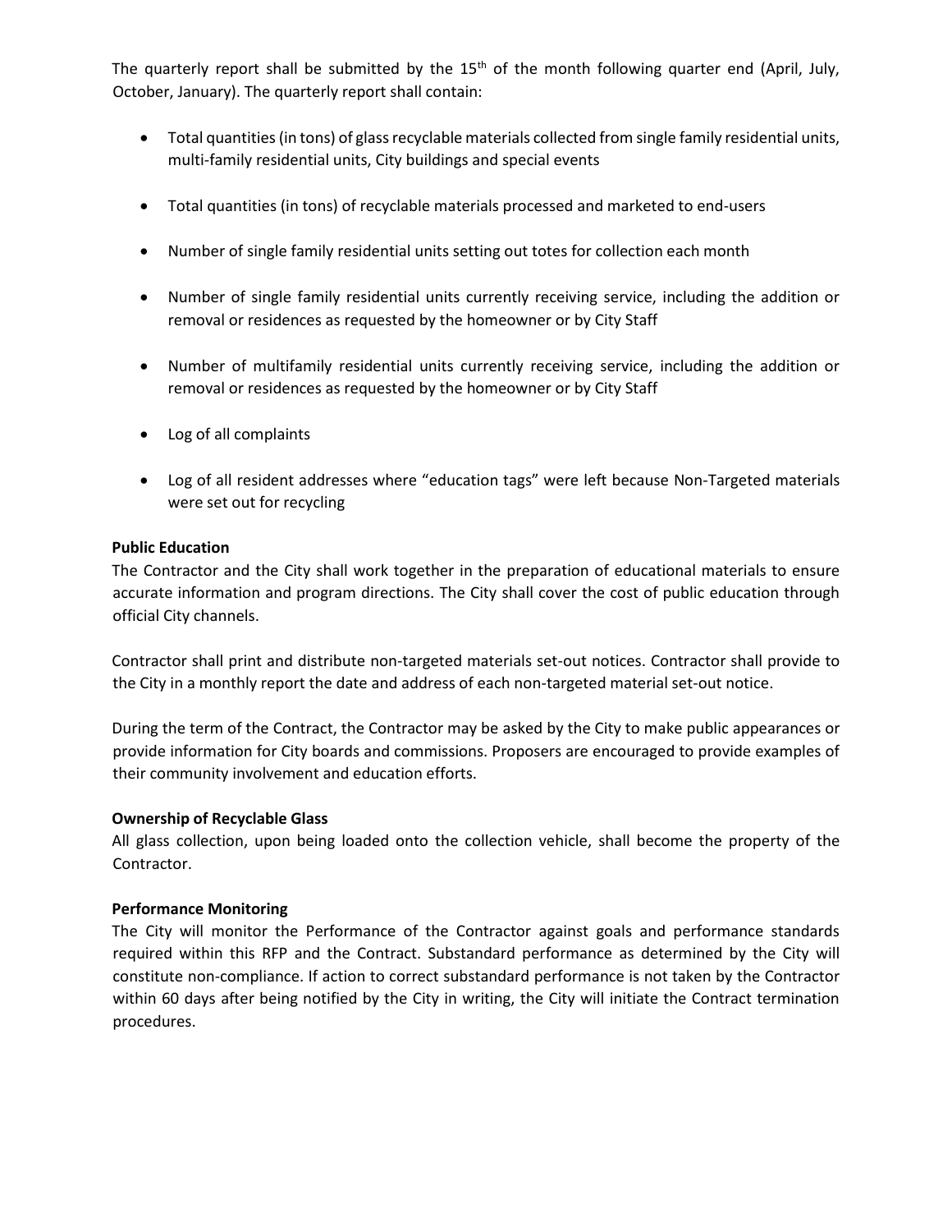The quarterly report shall be submitted by the 15th of the month following quarter end (April, July, October, January). The quarterly report shall contain:

- Total quantities (in tons) of glass recyclable materials collected from single family residential units, multi-family residential units, City buildings and special events
- Total quantities (in tons) of recyclable materials processed and marketed to end-users
- Number of single family residential units setting out totes for collection each month
- Number of single family residential units currently receiving service, including the addition or removal or residences as requested by the homeowner or by City Staff
- Number of multifamily residential units currently receiving service, including the addition or removal or residences as requested by the homeowner or by City Staff
- Log of all complaints
- Log of all resident addresses where "education tags" were left because Non-Targeted materials were set out for recycling

**Public Education**

The Contractor and the City shall work together in the preparation of educational materials to ensure accurate information and program directions. The City shall cover the cost of public education through official City channels.

Contractor shall print and distribute non-targeted materials set-out notices. Contractor shall provide to the City in a monthly report the date and address of each non-targeted material set-out notice.

During the term of the Contract, the Contractor may be asked by the City to make public appearances or provide information for City boards and commissions. Proposers are encouraged to provide examples of their community involvement and education efforts.

**Ownership of Recyclable Glass**

All glass collection, upon being loaded onto the collection vehicle, shall become the property of the Contractor.

**Performance Monitoring**

The City will monitor the Performance of the Contractor against goals and performance standards required within this RFP and the Contract. Substandard performance as determined by the City will constitute non-compliance. If action to correct substandard performance is not taken by the Contractor within 60 days after being notified by the City in writing, the City will initiate the Contract termination procedures.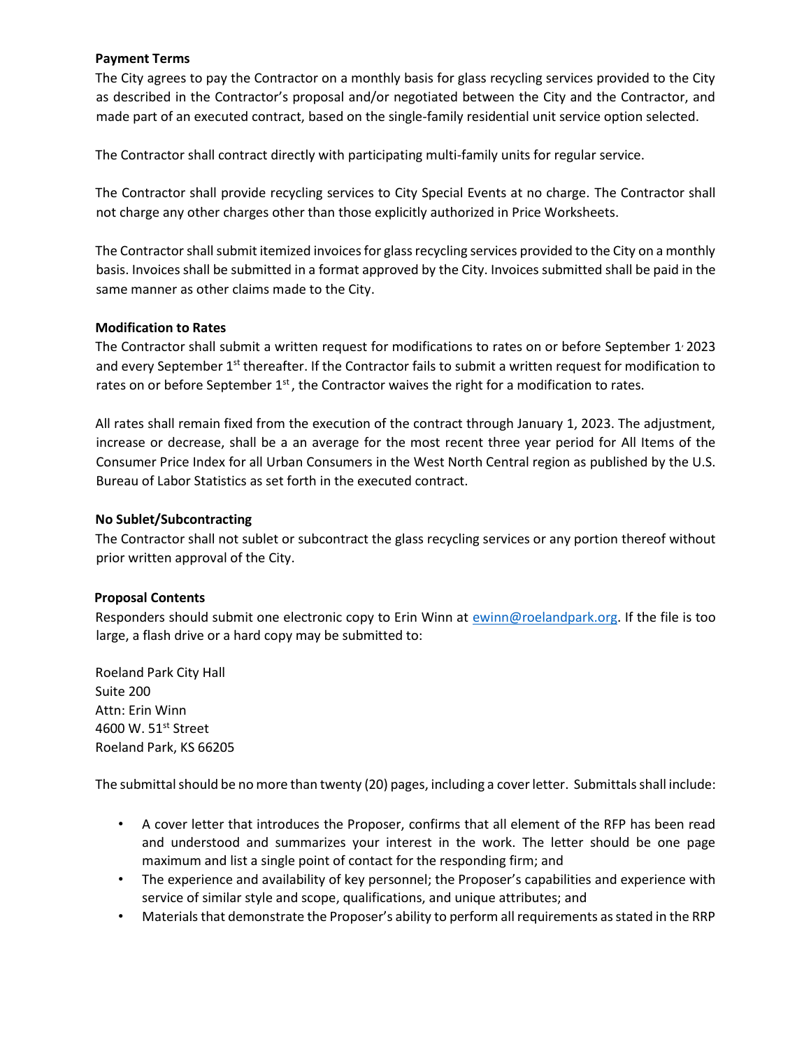**Payment Terms**

The City agrees to pay the Contractor on a monthly basis for glass recycling services provided to the City as described in the Contractor's proposal and/or negotiated between the City and the Contractor, and made part of an executed contract, based on the single-family residential unit service option selected.

The Contractor shall contract directly with participating multi-family units for regular service.

The Contractor shall provide recycling services to City Special Events at no charge. The Contractor shall not charge any other charges other than those explicitly authorized in Price Worksheets.

The Contractor shall submit itemized invoices for glass recycling services provided to the City on a monthly basis. Invoices shall be submitted in a format approved by the City. Invoices submitted shall be paid in the same manner as other claims made to the City.

**Modification to Rates**

The Contractor shall submit a written request for modifications to rates on or before September 1, 2023 and every September 1st thereafter. If the Contractor fails to submit a written request for modification to rates on or before September 1st, the Contractor waives the right for a modification to rates.

All rates shall remain fixed from the execution of the contract through January 1, 2023. The adjustment, increase or decrease, shall be a an average for the most recent three year period for All Items of the Consumer Price Index for all Urban Consumers in the West North Central region as published by the U.S. Bureau of Labor Statistics as set forth in the executed contract.

**No Sublet/Subcontracting**

The Contractor shall not sublet or subcontract the glass recycling services or any portion thereof without prior written approval of the City.

**Proposal Contents**

Responders should submit one electronic copy to Erin Winn at ewinn@roelandpark.org. If the file is too large, a flash drive or a hard copy may be submitted to:

Roeland Park City Hall  
Suite 200  
Attn: Erin Winn  
4600 W. 51st Street  
Roeland Park, KS 66205

The submittal should be no more than twenty (20) pages, including a cover letter. Submittals shall include:

- A cover letter that introduces the Proposer, confirms that all element of the RFP has been read and understood and summarizes your interest in the work. The letter should be one page maximum and list a single point of contact for the responding firm; and
- The experience and availability of key personnel; the Proposer's capabilities and experience with service of similar style and scope, qualifications, and unique attributes; and
- Materials that demonstrate the Proposer's ability to perform all requirements as stated in the RRP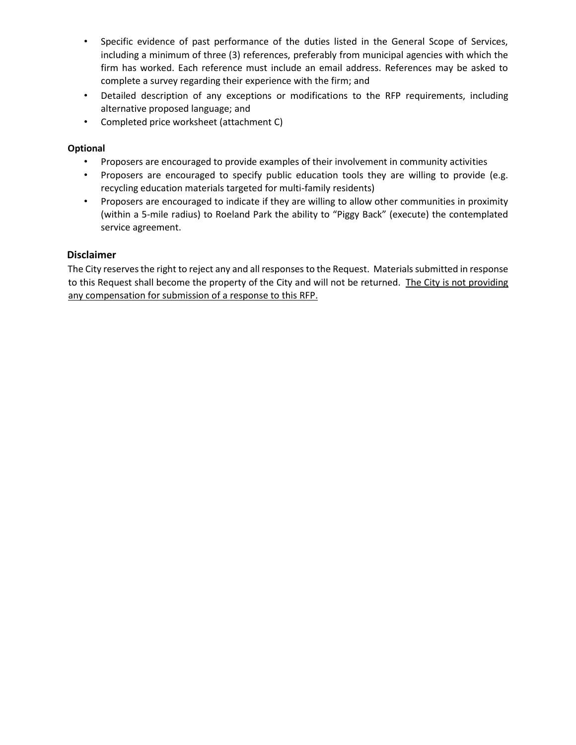- Specific evidence of past performance of the duties listed in the General Scope of Services, including a minimum of three (3) references, preferably from municipal agencies with which the firm has worked. Each reference must include an email address. References may be asked to complete a survey regarding their experience with the firm; and
- Detailed description of any exceptions or modifications to the RFP requirements, including alternative proposed language; and
- Completed price worksheet (attachment C)

**Optional**

- Proposers are encouraged to provide examples of their involvement in community activities
- Proposers are encouraged to specify public education tools they are willing to provide (e.g. recycling education materials targeted for multi-family residents)
- Proposers are encouraged to indicate if they are willing to allow other communities in proximity (within a 5-mile radius) to Roeland Park the ability to "Piggy Back" (execute) the contemplated service agreement.

### Disclaimer

The City reserves the right to reject any and all responses to the Request. Materials submitted in response to this Request shall become the property of the City and will not be returned. <u>The City is not providing any compensation for submission of a response to this RFP.</u>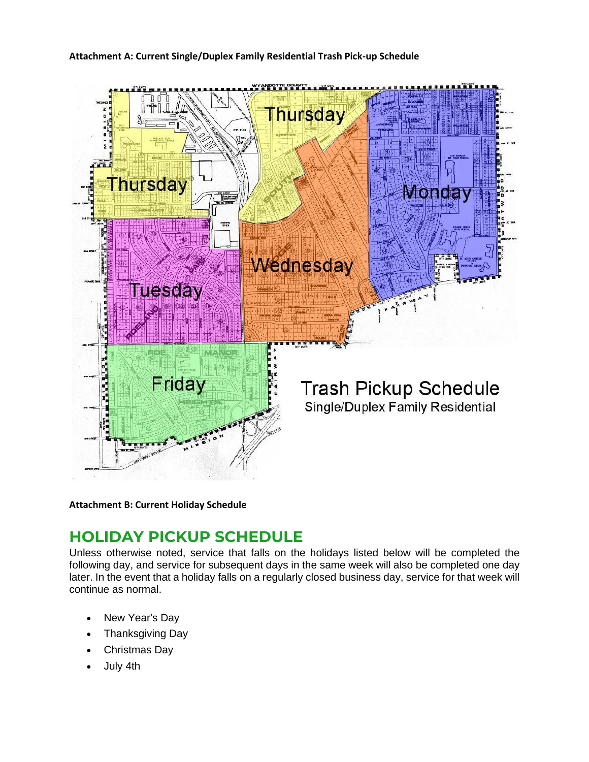**Attachment A: Current Single/Duplex Family Residential Trash Pick-up Schedule**

Thursday

Thursday

Monday

Tuesday

Wednesday

Friday

Trash Pickup Schedule
Single/Duplex Family Residential

**Attachment B: Current Holiday Schedule**

## HOLIDAY PICKUP SCHEDULE

Unless otherwise noted, service that falls on the holidays listed below will be completed the following day, and service for subsequent days in the same week will also be completed one day later. In the event that a holiday falls on a regularly closed business day, service for that week will continue as normal.

- New Year's Day
- Thanksgiving Day
- Christmas Day
- July 4th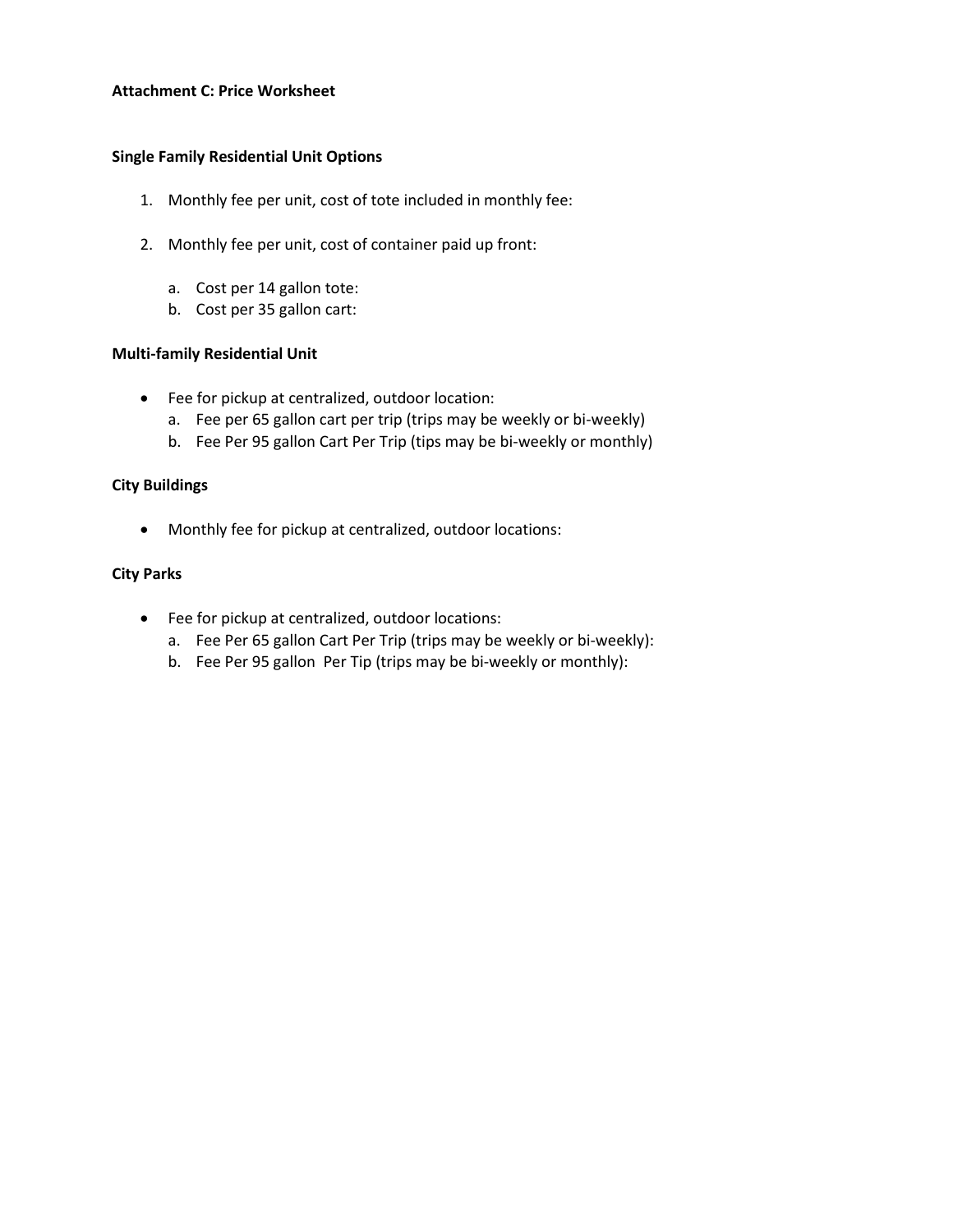**Attachment C: Price Worksheet**

**Single Family Residential Unit Options**

1. Monthly fee per unit, cost of tote included in monthly fee:

2. Monthly fee per unit, cost of container paid up front:

   a. Cost per 14 gallon tote:
   b. Cost per 35 gallon cart:

**Multi-family Residential Unit**

- Fee for pickup at centralized, outdoor location:
  a. Fee per 65 gallon cart per trip (trips may be weekly or bi-weekly)
  b. Fee Per 95 gallon Cart Per Trip (tips may be bi-weekly or monthly)

**City Buildings**

- Monthly fee for pickup at centralized, outdoor locations:

**City Parks**

- Fee for pickup at centralized, outdoor locations:
  a. Fee Per 65 gallon Cart Per Trip (trips may be weekly or bi-weekly):
  b. Fee Per 95 gallon Per Tip (trips may be bi-weekly or monthly):